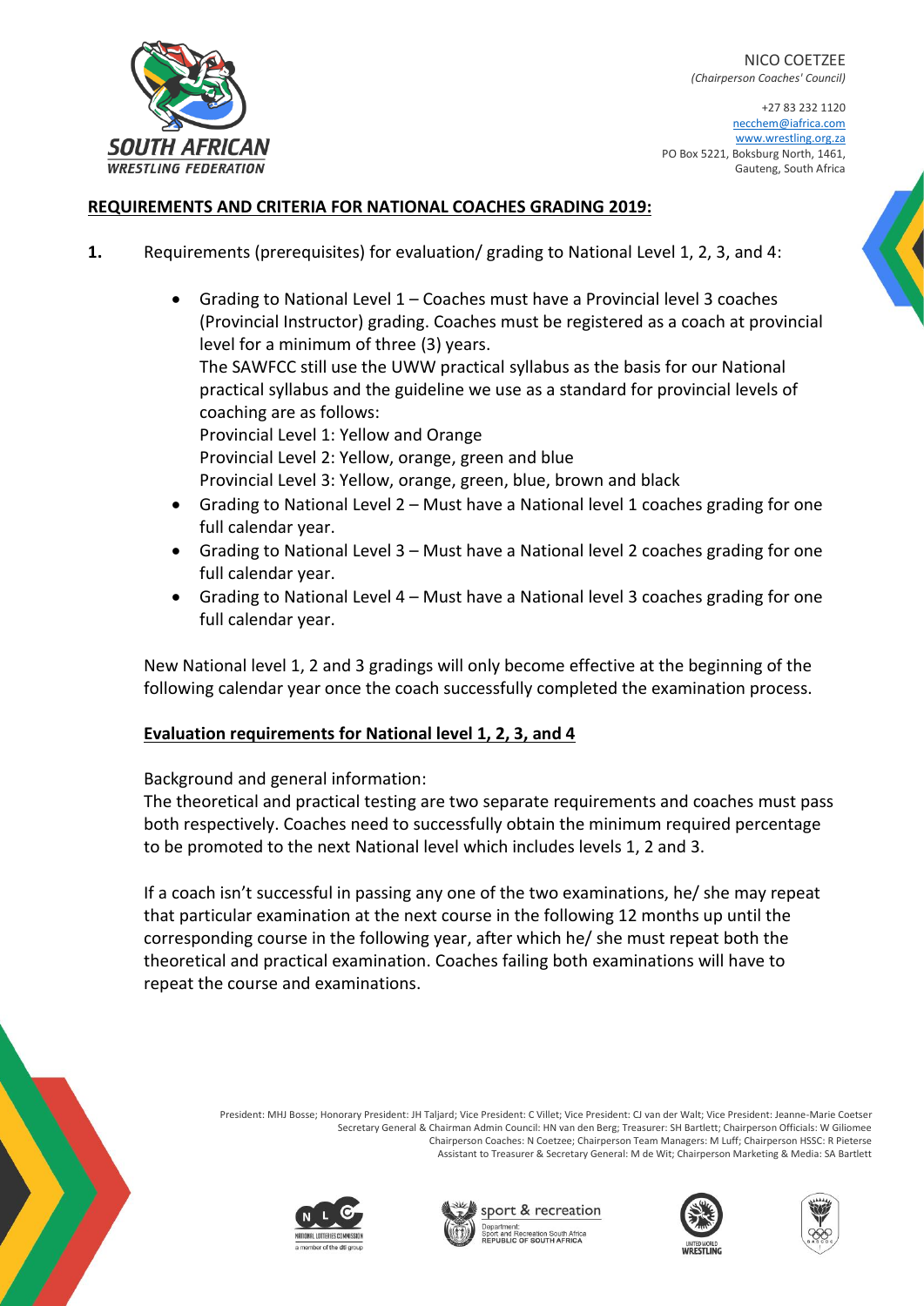NICO COETZEE
*(Chairperson Coaches' Council)*

+27 83 232 1120
necchem@iafrica.com
www.wrestling.org.za
PO Box 5221, Boksburg North, 1461,
Gauteng, South Africa

## REQUIREMENTS AND CRITERIA FOR NATIONAL COACHES GRADING 2019:

**1.** Requirements (prerequisites) for evaluation/ grading to National Level 1, 2, 3, and 4:

- Grading to National Level 1 – Coaches must have a Provincial level 3 coaches (Provincial Instructor) grading. Coaches must be registered as a coach at provincial level for a minimum of three (3) years.
  The SAWFCC still use the UWW practical syllabus as the basis for our National practical syllabus and the guideline we use as a standard for provincial levels of coaching are as follows:
  Provincial Level 1: Yellow and Orange
  Provincial Level 2: Yellow, orange, green and blue
  Provincial Level 3: Yellow, orange, green, blue, brown and black
- Grading to National Level 2 – Must have a National level 1 coaches grading for one full calendar year.
- Grading to National Level 3 – Must have a National level 2 coaches grading for one full calendar year.
- Grading to National Level 4 – Must have a National level 3 coaches grading for one full calendar year.

New National level 1, 2 and 3 gradings will only become effective at the beginning of the following calendar year once the coach successfully completed the examination process.

### Evaluation requirements for National level 1, 2, 3, and 4

Background and general information:
The theoretical and practical testing are two separate requirements and coaches must pass both respectively. Coaches need to successfully obtain the minimum required percentage to be promoted to the next National level which includes levels 1, 2 and 3.

If a coach isn't successful in passing any one of the two examinations, he/ she may repeat that particular examination at the next course in the following 12 months up until the corresponding course in the following year, after which he/ she must repeat both the theoretical and practical examination. Coaches failing both examinations will have to repeat the course and examinations.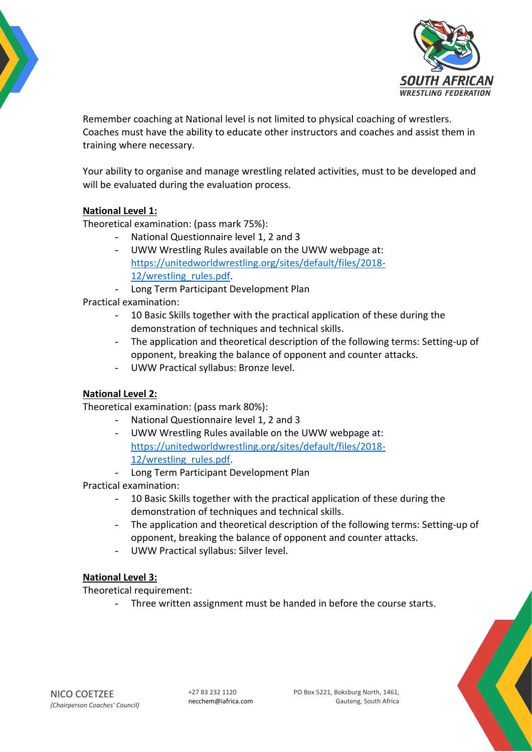Remember coaching at National level is not limited to physical coaching of wrestlers. Coaches must have the ability to educate other instructors and coaches and assist them in training where necessary.

Your ability to organise and manage wrestling related activities, must to be developed and will be evaluated during the evaluation process.

**National Level 1:**

Theoretical examination: (pass mark 75%):

- National Questionnaire level 1, 2 and 3
- UWW Wrestling Rules available on the UWW webpage at: https://unitedworldwrestling.org/sites/default/files/2018-12/wrestling_rules.pdf.
- Long Term Participant Development Plan

Practical examination:

- 10 Basic Skills together with the practical application of these during the demonstration of techniques and technical skills.
- The application and theoretical description of the following terms: Setting-up of opponent, breaking the balance of opponent and counter attacks.
- UWW Practical syllabus: Bronze level.

**National Level 2:**

Theoretical examination: (pass mark 80%):

- National Questionnaire level 1, 2 and 3
- UWW Wrestling Rules available on the UWW webpage at: https://unitedworldwrestling.org/sites/default/files/2018-12/wrestling_rules.pdf.
- Long Term Participant Development Plan

Practical examination:

- 10 Basic Skills together with the practical application of these during the demonstration of techniques and technical skills.
- The application and theoretical description of the following terms: Setting-up of opponent, breaking the balance of opponent and counter attacks.
- UWW Practical syllabus: Silver level.

**National Level 3:**

Theoretical requirement:

- Three written assignment must be handed in before the course starts.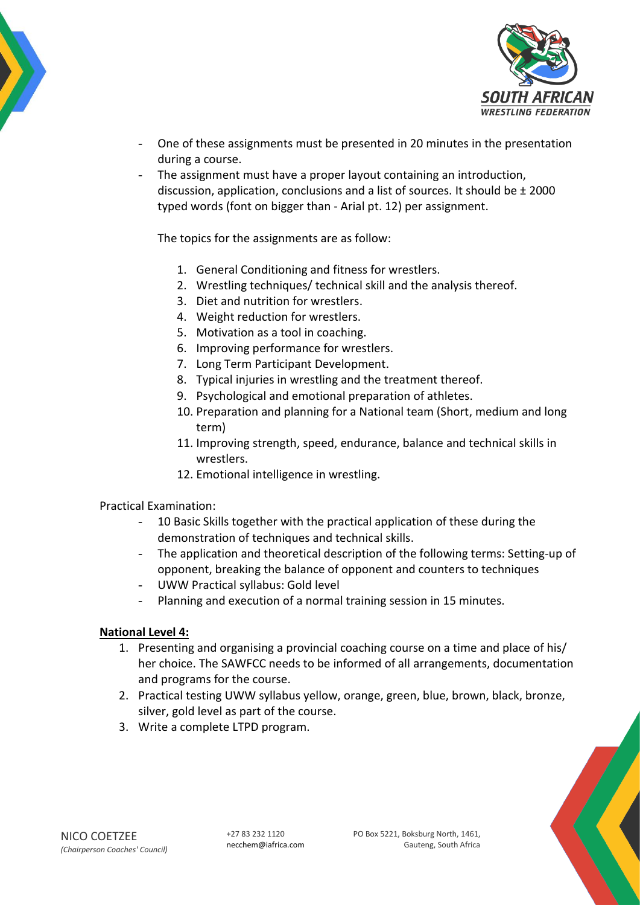- One of these assignments must be presented in 20 minutes in the presentation during a course.
- The assignment must have a proper layout containing an introduction, discussion, application, conclusions and a list of sources. It should be ± 2000 typed words (font on bigger than - Arial pt. 12) per assignment.

  The topics for the assignments are as follow:

  1. General Conditioning and fitness for wrestlers.
  2. Wrestling techniques/ technical skill and the analysis thereof.
  3. Diet and nutrition for wrestlers.
  4. Weight reduction for wrestlers.
  5. Motivation as a tool in coaching.
  6. Improving performance for wrestlers.
  7. Long Term Participant Development.
  8. Typical injuries in wrestling and the treatment thereof.
  9. Psychological and emotional preparation of athletes.
  10. Preparation and planning for a National team (Short, medium and long term)
  11. Improving strength, speed, endurance, balance and technical skills in wrestlers.
  12. Emotional intelligence in wrestling.

Practical Examination:

- 10 Basic Skills together with the practical application of these during the demonstration of techniques and technical skills.
- The application and theoretical description of the following terms: Setting-up of opponent, breaking the balance of opponent and counters to techniques
- UWW Practical syllabus: Gold level
- Planning and execution of a normal training session in 15 minutes.

**National Level 4:**

1. Presenting and organising a provincial coaching course on a time and place of his/ her choice. The SAWFCC needs to be informed of all arrangements, documentation and programs for the course.
2. Practical testing UWW syllabus yellow, orange, green, blue, brown, black, bronze, silver, gold level as part of the course.
3. Write a complete LTPD program.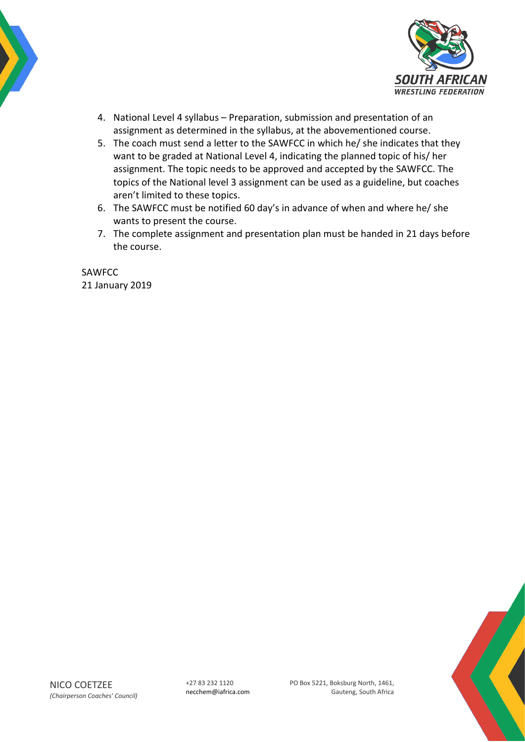4. National Level 4 syllabus – Preparation, submission and presentation of an assignment as determined in the syllabus, at the abovementioned course.
5. The coach must send a letter to the SAWFCC in which he/ she indicates that they want to be graded at National Level 4, indicating the planned topic of his/ her assignment. The topic needs to be approved and accepted by the SAWFCC. The topics of the National level 3 assignment can be used as a guideline, but coaches aren't limited to these topics.
6. The SAWFCC must be notified 60 day's in advance of when and where he/ she wants to present the course.
7. The complete assignment and presentation plan must be handed in 21 days before the course.

SAWFCC
21 January 2019